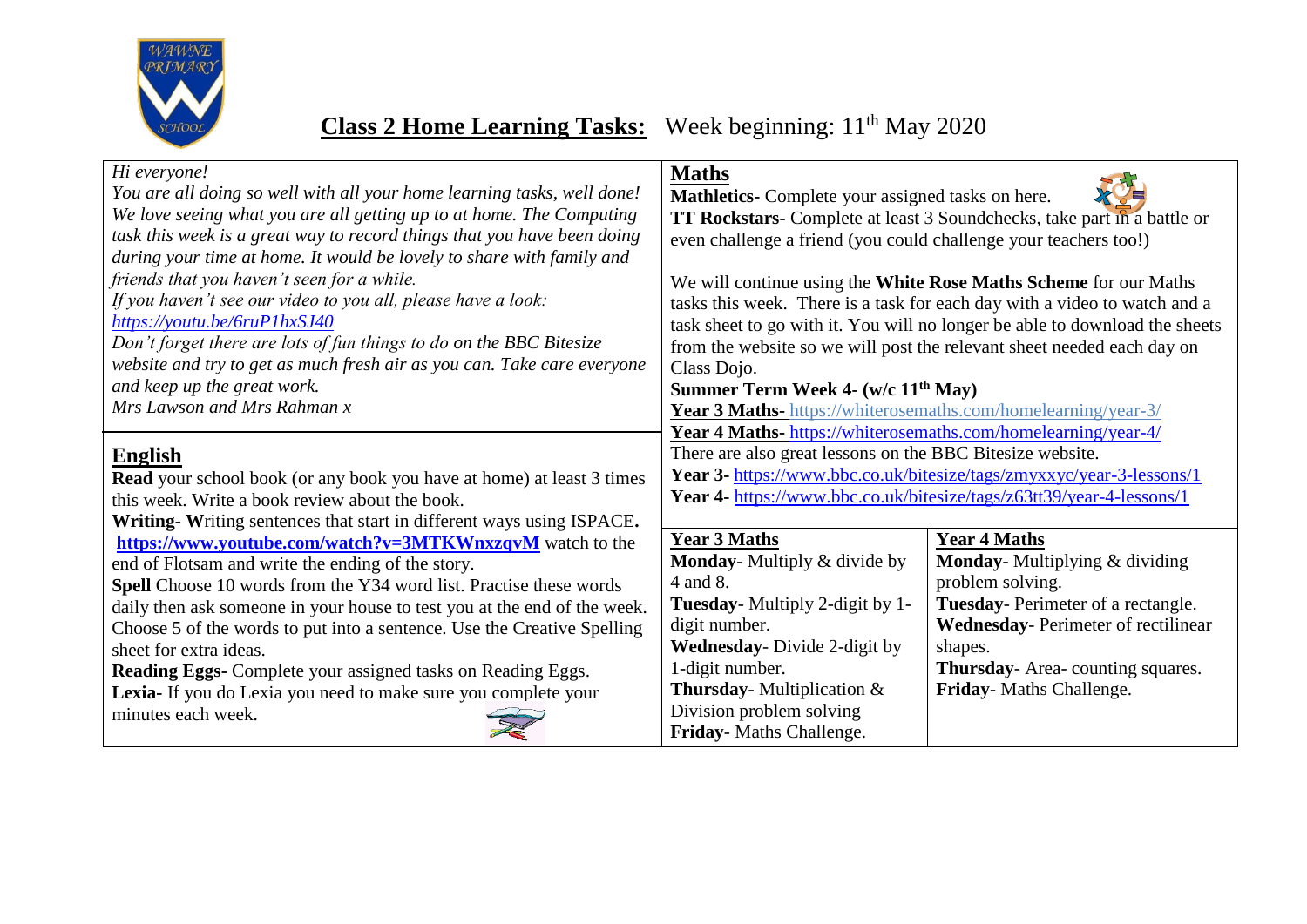# **Class 2 Home Learning Tasks:** Week beginning: $11^{th}$ May 2020

*Hi everyone!*
*You are all doing so well with all your home learning tasks, well done! We love seeing what you are all getting up to at home. The Computing task this week is a great way to record things that you have been doing during your time at home. It would be lovely to share with family and friends that you haven't seen for a while.*
*If you haven't see our video to you all, please have a look:*
*https://youtu.be/6ruP1hxSJ40*
*Don't forget there are lots of fun things to do on the BBC Bitesize website and try to get as much fresh air as you can. Take care everyone and keep up the great work.*
*Mrs Lawson and Mrs Rahman x*

## English

**Read** your school book (or any book you have at home) at least 3 times this week. Write a book review about the book.
**Writing- W**riting sentences that start in different ways using ISPACE**.**
**https://www.youtube.com/watch?v=3MTKWnxzqvM** watch to the end of Flotsam and write the ending of the story.
**Spell** Choose 10 words from the Y34 word list. Practise these words daily then ask someone in your house to test you at the end of the week. Choose 5 of the words to put into a sentence. Use the Creative Spelling sheet for extra ideas.
**Reading Eggs-** Complete your assigned tasks on Reading Eggs.
**Lexia-** If you do Lexia you need to make sure you complete your minutes each week.

## Maths

**Mathletics-** Complete your assigned tasks on here.
**TT Rockstars-** Complete at least 3 Soundchecks, take part in a battle or even challenge a friend (you could challenge your teachers too!)

We will continue using the **White Rose Maths Scheme** for our Maths tasks this week. There is a task for each day with a video to watch and a task sheet to go with it. You will no longer be able to download the sheets from the website so we will post the relevant sheet needed each day on Class Dojo.
**Summer Term Week 4- (w/c $11^{th}$ May)**
**Year 3 Maths-** https://whiterosemaths.com/homelearning/year-3/
**Year 4 Maths-** https://whiterosemaths.com/homelearning/year-4/
There are also great lessons on the BBC Bitesize website.
**Year 3-** https://www.bbc.co.uk/bitesize/tags/zmyxxyc/year-3-lessons/1
**Year 4-** https://www.bbc.co.uk/bitesize/tags/z63tt39/year-4-lessons/1

| Year 3 Maths | Year 4 Maths |
|---|---|
| **Monday**- Multiply & divide by 4 and 8. | **Monday**- Multiplying & dividing problem solving. |
| **Tuesday**- Multiply 2-digit by 1-digit number. | **Tuesday**- Perimeter of a rectangle. |
| **Wednesday**- Divide 2-digit by 1-digit number. | **Wednesday**- Perimeter of rectilinear shapes. |
| **Thursday**- Multiplication & Division problem solving | **Thursday**- Area- counting squares. |
| **Friday**- Maths Challenge. | **Friday**- Maths Challenge. |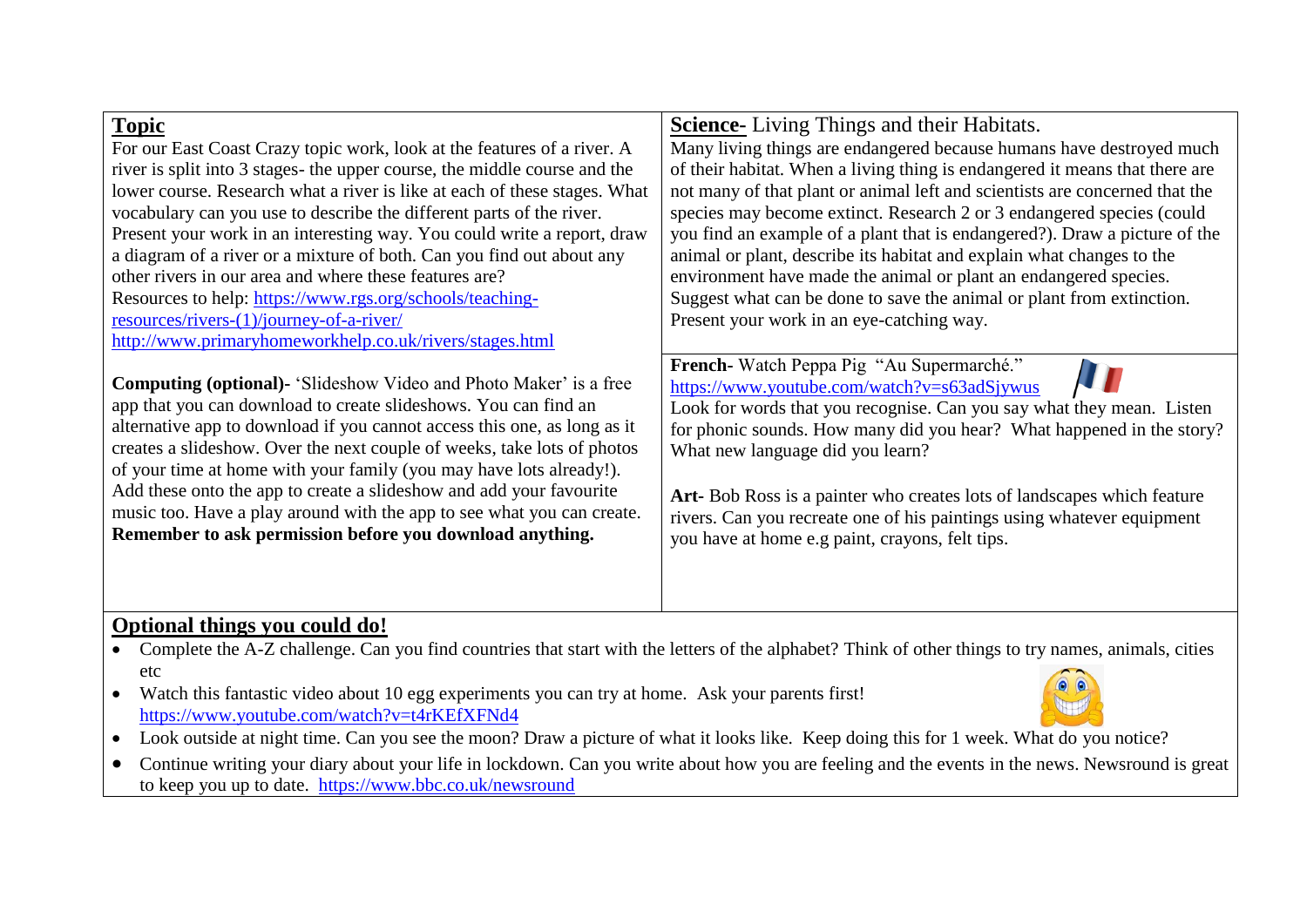## Topic

For our East Coast Crazy topic work, look at the features of a river. A river is split into 3 stages- the upper course, the middle course and the lower course. Research what a river is like at each of these stages. What vocabulary can you use to describe the different parts of the river. Present your work in an interesting way. You could write a report, draw a diagram of a river or a mixture of both. Can you find out about any other rivers in our area and where these features are?

Resources to help: https://www.rgs.org/schools/teaching-resources/rivers-(1)/journey-of-a-river/
http://www.primaryhomeworkhelp.co.uk/rivers/stages.html

**Computing (optional)**- 'Slideshow Video and Photo Maker' is a free app that you can download to create slideshows. You can find an alternative app to download if you cannot access this one, as long as it creates a slideshow. Over the next couple of weeks, take lots of photos of your time at home with your family (you may have lots already!). Add these onto the app to create a slideshow and add your favourite music too. Have a play around with the app to see what you can create. **Remember to ask permission before you download anything.**

## Science- Living Things and their Habitats.

Many living things are endangered because humans have destroyed much of their habitat. When a living thing is endangered it means that there are not many of that plant or animal left and scientists are concerned that the species may become extinct. Research 2 or 3 endangered species (could you find an example of a plant that is endangered?). Draw a picture of the animal or plant, describe its habitat and explain what changes to the environment have made the animal or plant an endangered species. Suggest what can be done to save the animal or plant from extinction. Present your work in an eye-catching way.

**French**- Watch Peppa Pig "Au Supermarché."
https://www.youtube.com/watch?v=s63adSjywus
Look for words that you recognise. Can you say what they mean. Listen for phonic sounds. How many did you hear? What happened in the story? What new language did you learn?

**Art**- Bob Ross is a painter who creates lots of landscapes which feature rivers. Can you recreate one of his paintings using whatever equipment you have at home e.g paint, crayons, felt tips.

## Optional things you could do!

- Complete the A-Z challenge. Can you find countries that start with the letters of the alphabet? Think of other things to try names, animals, cities etc
- Watch this fantastic video about 10 egg experiments you can try at home. Ask your parents first! https://www.youtube.com/watch?v=t4rKEfXFNd4
- Look outside at night time. Can you see the moon? Draw a picture of what it looks like. Keep doing this for 1 week. What do you notice?
- Continue writing your diary about your life in lockdown. Can you write about how you are feeling and the events in the news. Newsround is great to keep you up to date. https://www.bbc.co.uk/newsround